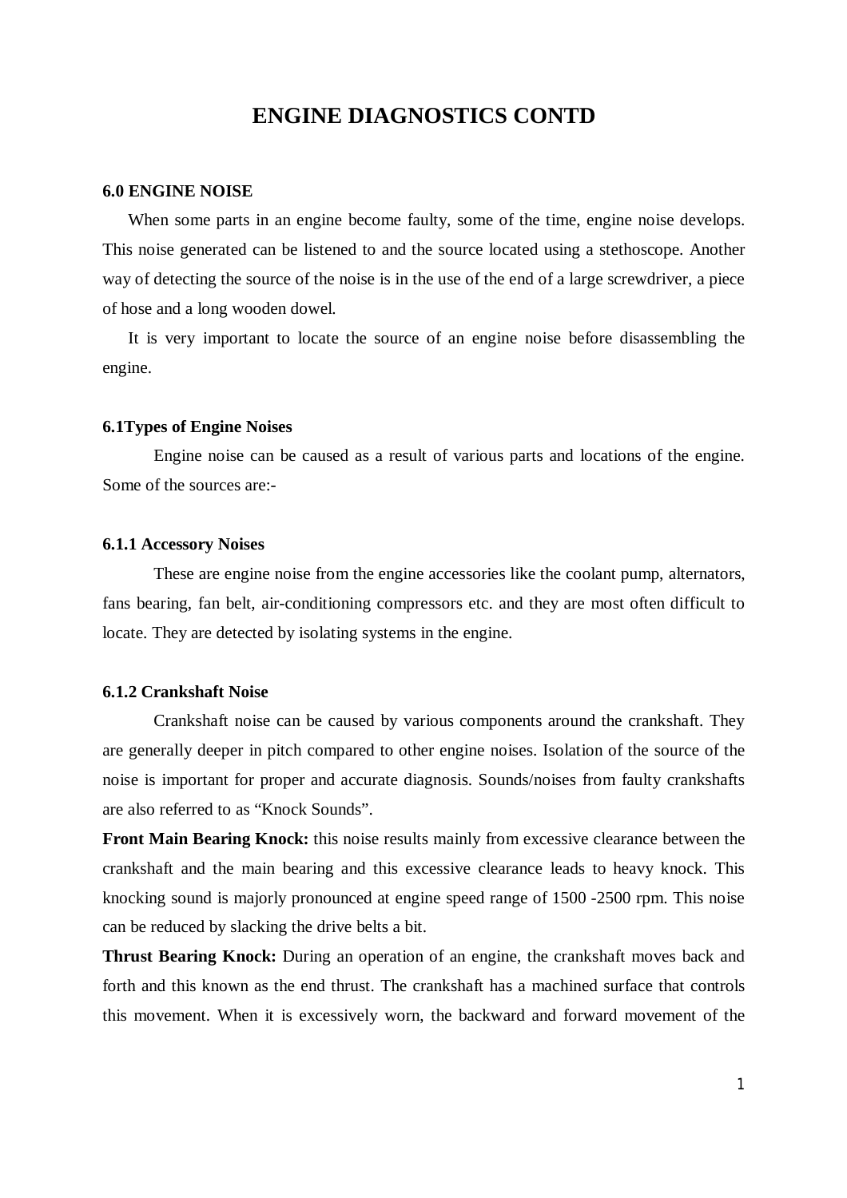# ENGINE DIAGNOSTICS CONTD

### 6.0 ENGINE NOISE

When some parts in an engine become faulty, some of the time, engine noise develops. This noise generated can be listened to and the source located using a stethoscope. Another way of detecting the source of the noise is in the use of the end of a large screwdriver, a piece of hose and a long wooden dowel.

It is very important to locate the source of an engine noise before disassembling the engine.

### 6.1Types of Engine Noises

Engine noise can be caused as a result of various parts and locations of the engine. Some of the sources are:-

#### 6.1.1 Accessory Noises

These are engine noise from the engine accessories like the coolant pump, alternators, fans bearing, fan belt, air-conditioning compressors etc. and they are most often difficult to locate. They are detected by isolating systems in the engine.

#### 6.1.2 Crankshaft Noise

Crankshaft noise can be caused by various components around the crankshaft. They are generally deeper in pitch compared to other engine noises. Isolation of the source of the noise is important for proper and accurate diagnosis. Sounds/noises from faulty crankshafts are also referred to as “Knock Sounds”.

**Front Main Bearing Knock:** this noise results mainly from excessive clearance between the crankshaft and the main bearing and this excessive clearance leads to heavy knock. This knocking sound is majorly pronounced at engine speed range of 1500 -2500 rpm. This noise can be reduced by slacking the drive belts a bit.

**Thrust Bearing Knock:** During an operation of an engine, the crankshaft moves back and forth and this known as the end thrust. The crankshaft has a machined surface that controls this movement. When it is excessively worn, the backward and forward movement of the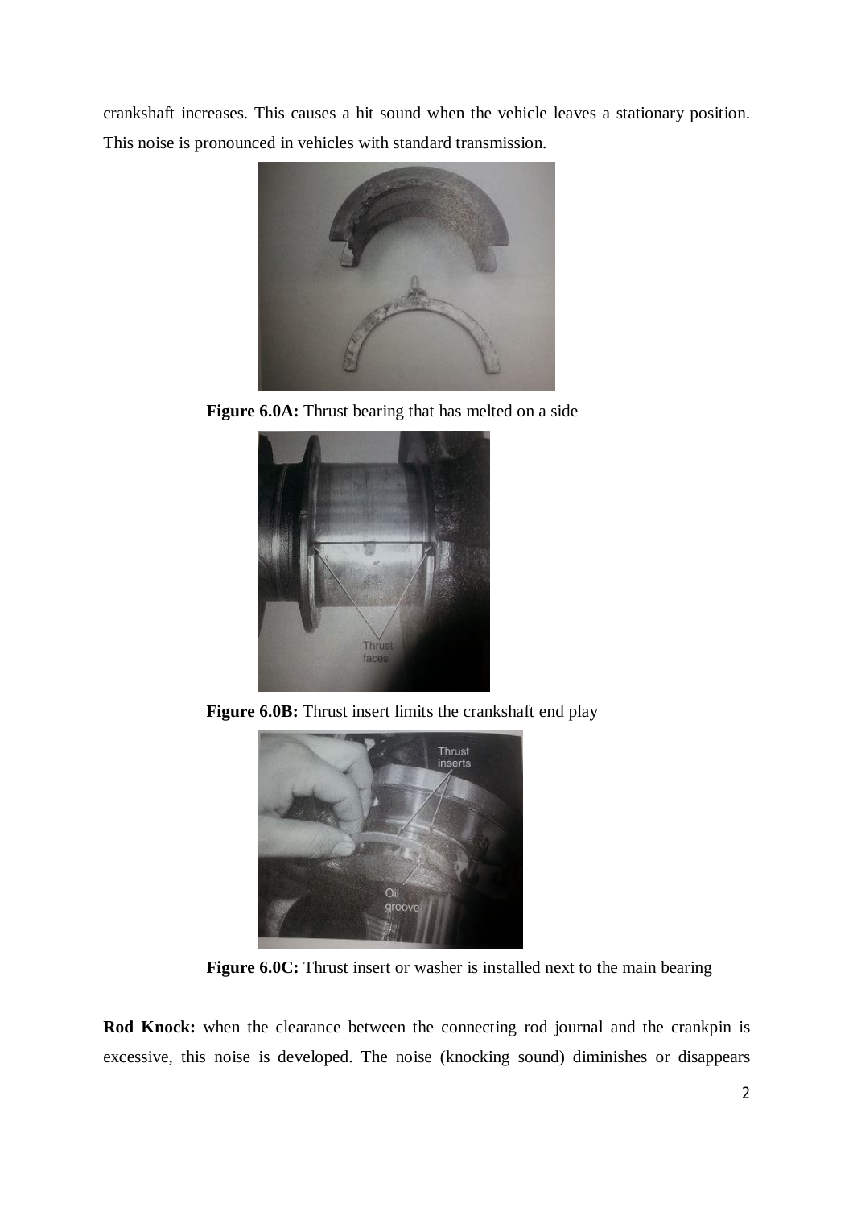crankshaft increases. This causes a hit sound when the vehicle leaves a stationary position. This noise is pronounced in vehicles with standard transmission.

**Figure 6.0A:** Thrust bearing that has melted on a side

**Figure 6.0B:** Thrust insert limits the crankshaft end play

**Figure 6.0C:** Thrust insert or washer is installed next to the main bearing

**Rod Knock:** when the clearance between the connecting rod journal and the crankpin is excessive, this noise is developed. The noise (knocking sound) diminishes or disappears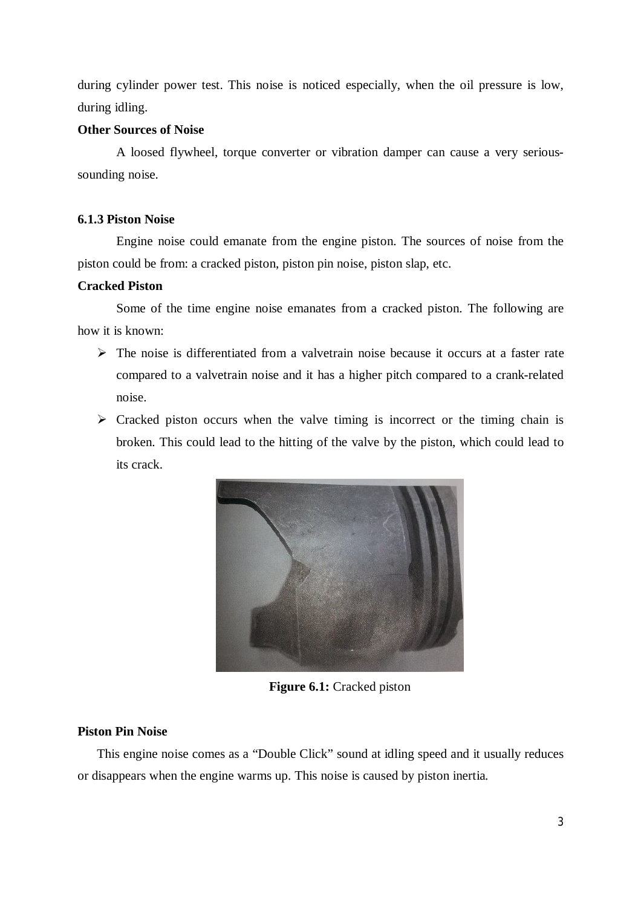during cylinder power test. This noise is noticed especially, when the oil pressure is low, during idling.

**Other Sources of Noise**

A loosed flywheel, torque converter or vibration damper can cause a very serious-sounding noise.

### 6.1.3 Piston Noise

Engine noise could emanate from the engine piston. The sources of noise from the piston could be from: a cracked piston, piston pin noise, piston slap, etc.

**Cracked Piston**

Some of the time engine noise emanates from a cracked piston. The following are how it is known:

- The noise is differentiated from a valvetrain noise because it occurs at a faster rate compared to a valvetrain noise and it has a higher pitch compared to a crank-related noise.
- Cracked piston occurs when the valve timing is incorrect or the timing chain is broken. This could lead to the hitting of the valve by the piston, which could lead to its crack.

**Figure 6.1:** Cracked piston

**Piston Pin Noise**

This engine noise comes as a "Double Click" sound at idling speed and it usually reduces or disappears when the engine warms up. This noise is caused by piston inertia.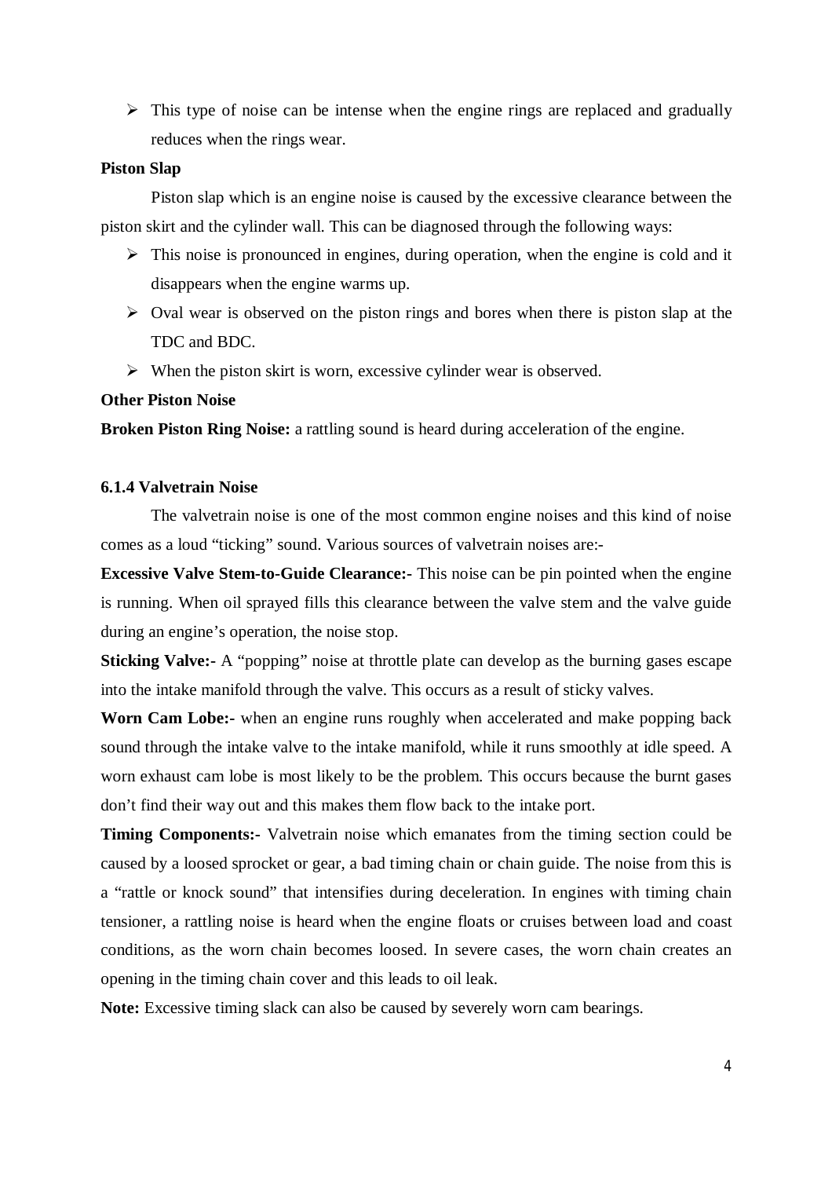- This type of noise can be intense when the engine rings are replaced and gradually reduces when the rings wear.

**Piston Slap**

Piston slap which is an engine noise is caused by the excessive clearance between the piston skirt and the cylinder wall. This can be diagnosed through the following ways:

- This noise is pronounced in engines, during operation, when the engine is cold and it disappears when the engine warms up.
- Oval wear is observed on the piston rings and bores when there is piston slap at the TDC and BDC.
- When the piston skirt is worn, excessive cylinder wear is observed.

**Other Piston Noise**

**Broken Piston Ring Noise:** a rattling sound is heard during acceleration of the engine.

### 6.1.4 Valvetrain Noise

The valvetrain noise is one of the most common engine noises and this kind of noise comes as a loud "ticking" sound. Various sources of valvetrain noises are:-

**Excessive Valve Stem-to-Guide Clearance:-** This noise can be pin pointed when the engine is running. When oil sprayed fills this clearance between the valve stem and the valve guide during an engine's operation, the noise stop.

**Sticking Valve:-** A "popping" noise at throttle plate can develop as the burning gases escape into the intake manifold through the valve. This occurs as a result of sticky valves.

**Worn Cam Lobe:-** when an engine runs roughly when accelerated and make popping back sound through the intake valve to the intake manifold, while it runs smoothly at idle speed. A worn exhaust cam lobe is most likely to be the problem. This occurs because the burnt gases don't find their way out and this makes them flow back to the intake port.

**Timing Components:-** Valvetrain noise which emanates from the timing section could be caused by a loosed sprocket or gear, a bad timing chain or chain guide. The noise from this is a "rattle or knock sound" that intensifies during deceleration. In engines with timing chain tensioner, a rattling noise is heard when the engine floats or cruises between load and coast conditions, as the worn chain becomes loosed. In severe cases, the worn chain creates an opening in the timing chain cover and this leads to oil leak.

**Note:** Excessive timing slack can also be caused by severely worn cam bearings.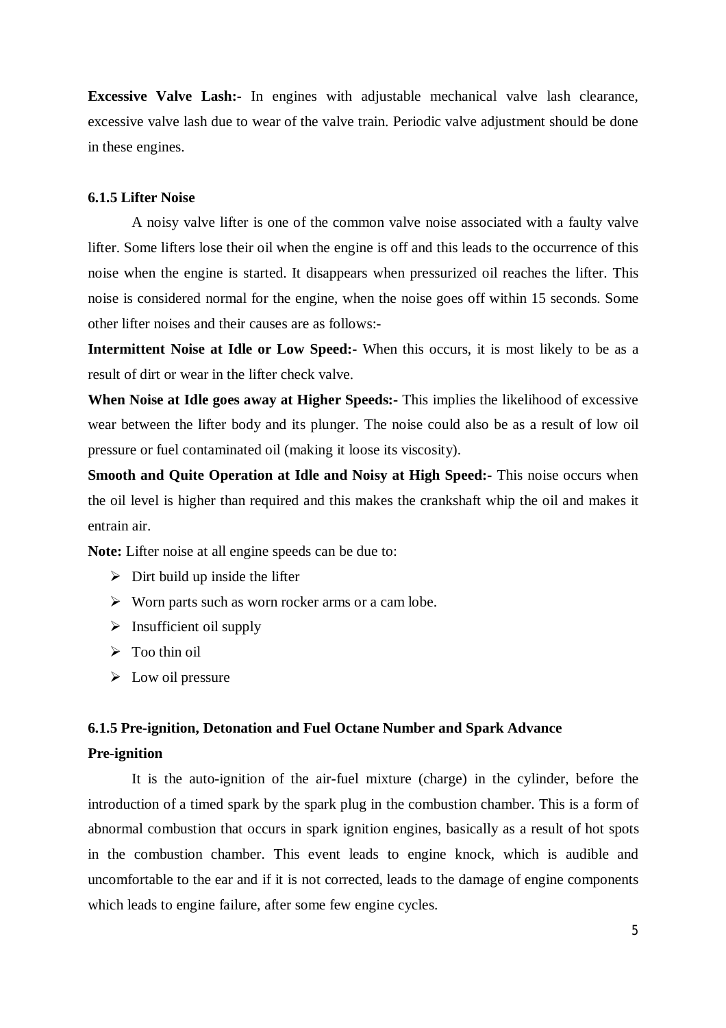**Excessive Valve Lash:-** In engines with adjustable mechanical valve lash clearance, excessive valve lash due to wear of the valve train. Periodic valve adjustment should be done in these engines.

### 6.1.5 Lifter Noise

A noisy valve lifter is one of the common valve noise associated with a faulty valve lifter. Some lifters lose their oil when the engine is off and this leads to the occurrence of this noise when the engine is started. It disappears when pressurized oil reaches the lifter. This noise is considered normal for the engine, when the noise goes off within 15 seconds. Some other lifter noises and their causes are as follows:-

**Intermittent Noise at Idle or Low Speed:-** When this occurs, it is most likely to be as a result of dirt or wear in the lifter check valve.

**When Noise at Idle goes away at Higher Speeds:-** This implies the likelihood of excessive wear between the lifter body and its plunger. The noise could also be as a result of low oil pressure or fuel contaminated oil (making it loose its viscosity).

**Smooth and Quite Operation at Idle and Noisy at High Speed:-** This noise occurs when the oil level is higher than required and this makes the crankshaft whip the oil and makes it entrain air.

**Note:** Lifter noise at all engine speeds can be due to:

- Dirt build up inside the lifter
- Worn parts such as worn rocker arms or a cam lobe.
- Insufficient oil supply
- Too thin oil
- Low oil pressure

### 6.1.5 Pre-ignition, Detonation and Fuel Octane Number and Spark Advance

**Pre-ignition**

It is the auto-ignition of the air-fuel mixture (charge) in the cylinder, before the introduction of a timed spark by the spark plug in the combustion chamber. This is a form of abnormal combustion that occurs in spark ignition engines, basically as a result of hot spots in the combustion chamber. This event leads to engine knock, which is audible and uncomfortable to the ear and if it is not corrected, leads to the damage of engine components which leads to engine failure, after some few engine cycles.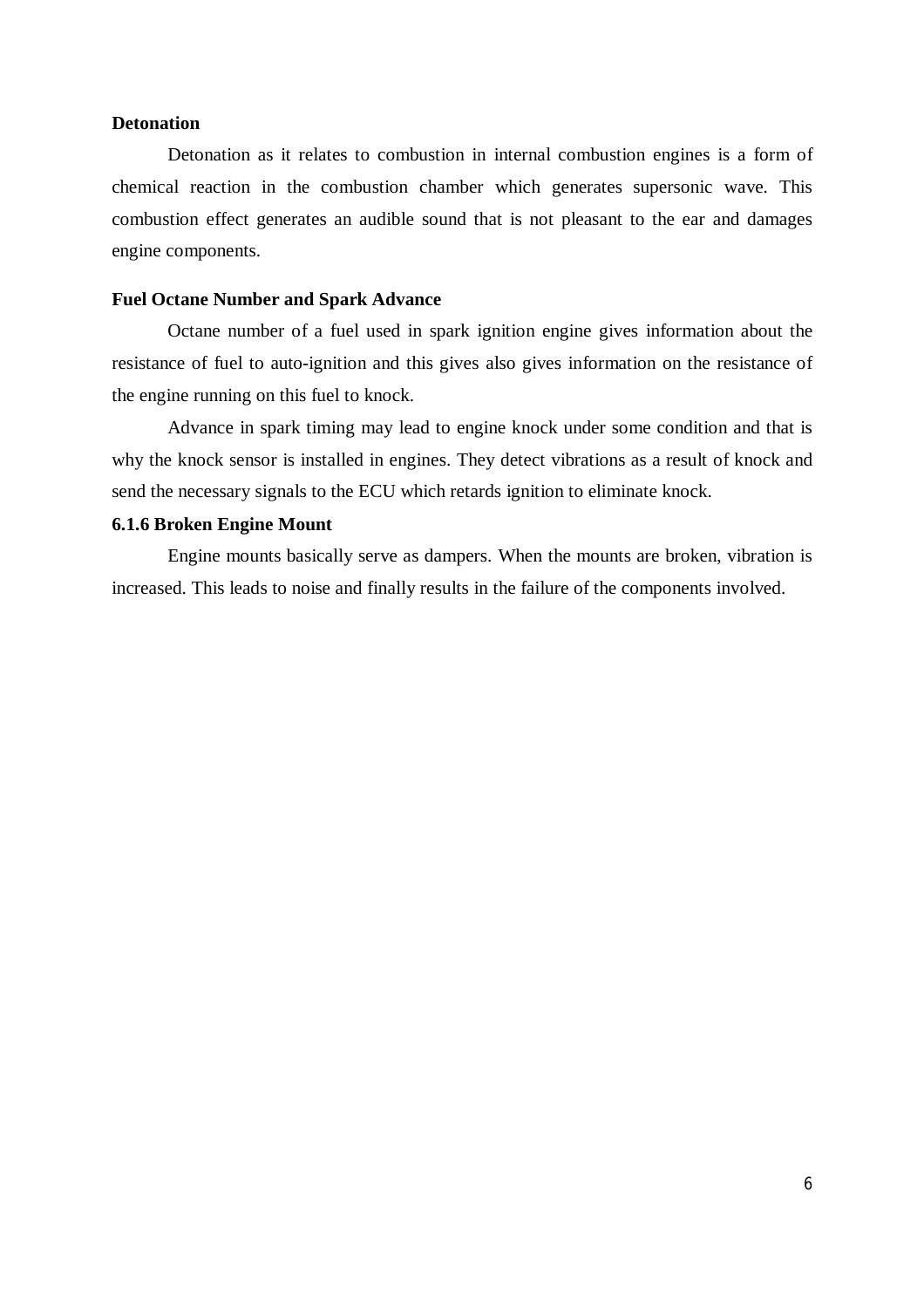**Detonation**

Detonation as it relates to combustion in internal combustion engines is a form of chemical reaction in the combustion chamber which generates supersonic wave. This combustion effect generates an audible sound that is not pleasant to the ear and damages engine components.

**Fuel Octane Number and Spark Advance**

Octane number of a fuel used in spark ignition engine gives information about the resistance of fuel to auto-ignition and this gives also gives information on the resistance of the engine running on this fuel to knock.

Advance in spark timing may lead to engine knock under some condition and that is why the knock sensor is installed in engines. They detect vibrations as a result of knock and send the necessary signals to the ECU which retards ignition to eliminate knock.

### 6.1.6 Broken Engine Mount

Engine mounts basically serve as dampers. When the mounts are broken, vibration is increased. This leads to noise and finally results in the failure of the components involved.